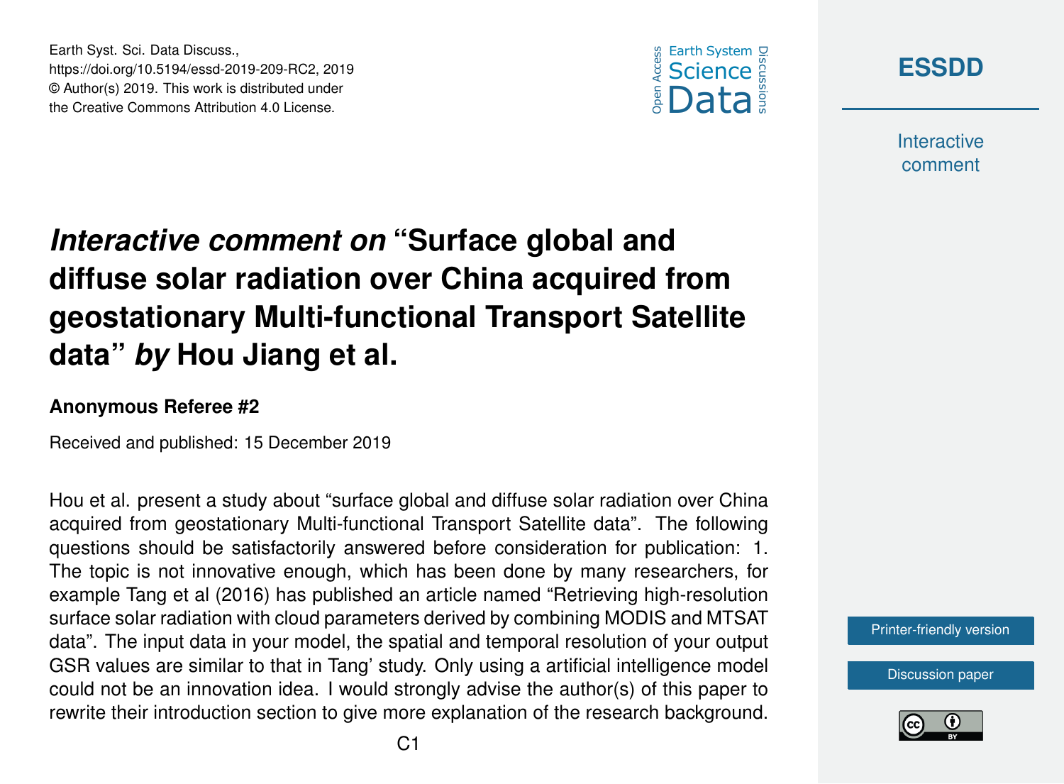# *Interactive comment on* "Surface global and diffuse solar radiation over China acquired from geostationary Multi-functional Transport Satellite data" *by* Hou Jiang et al.

**Anonymous Referee #2**

Received and published: 15 December 2019

Hou et al. present a study about "surface global and diffuse solar radiation over China acquired from geostationary Multi-functional Transport Satellite data". The following questions should be satisfactorily answered before consideration for publication: 1. The topic is not innovative enough, which has been done by many researchers, for example Tang et al (2016) has published an article named "Retrieving high-resolution surface solar radiation with cloud parameters derived by combining MODIS and MTSAT data". The input data in your model, the spatial and temporal resolution of your output GSR values are similar to that in Tang' study. Only using a artificial intelligence model could not be an innovation idea. I would strongly advise the author(s) of this paper to rewrite their introduction section to give more explanation of the research background.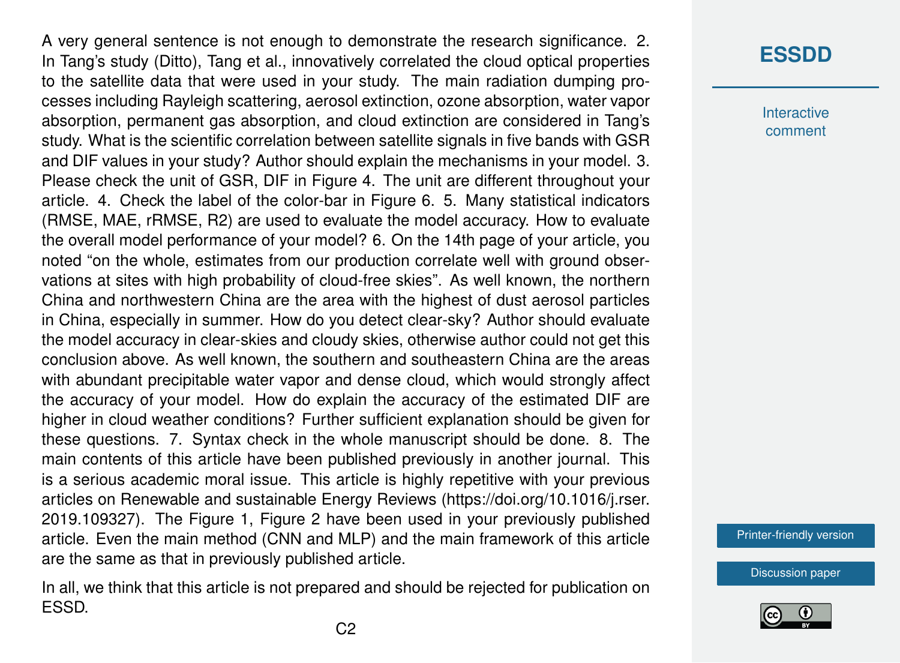A very general sentence is not enough to demonstrate the research significance. 2. In Tang's study (Ditto), Tang et al., innovatively correlated the cloud optical properties to the satellite data that were used in your study. The main radiation dumping processes including Rayleigh scattering, aerosol extinction, ozone absorption, water vapor absorption, permanent gas absorption, and cloud extinction are considered in Tang's study. What is the scientific correlation between satellite signals in five bands with GSR and DIF values in your study? Author should explain the mechanisms in your model. 3. Please check the unit of GSR, DIF in Figure 4. The unit are different throughout your article. 4. Check the label of the color-bar in Figure 6. 5. Many statistical indicators (RMSE, MAE, rRMSE, R2) are used to evaluate the model accuracy. How to evaluate the overall model performance of your model? 6. On the 14th page of your article, you noted "on the whole, estimates from our production correlate well with ground observations at sites with high probability of cloud-free skies". As well known, the northern China and northwestern China are the area with the highest of dust aerosol particles in China, especially in summer. How do you detect clear-sky? Author should evaluate the model accuracy in clear-skies and cloudy skies, otherwise author could not get this conclusion above. As well known, the southern and southeastern China are the areas with abundant precipitable water vapor and dense cloud, which would strongly affect the accuracy of your model. How do explain the accuracy of the estimated DIF are higher in cloud weather conditions? Further sufficient explanation should be given for these questions. 7. Syntax check in the whole manuscript should be done. 8. The main contents of this article have been published previously in another journal. This is a serious academic moral issue. This article is highly repetitive with your previous articles on Renewable and sustainable Energy Reviews (https://doi.org/10.1016/j.rser.2019.109327). The Figure 1, Figure 2 have been used in your previously published article. Even the main method (CNN and MLP) and the main framework of this article are the same as that in previously published article.

In all, we think that this article is not prepared and should be rejected for publication on ESSD.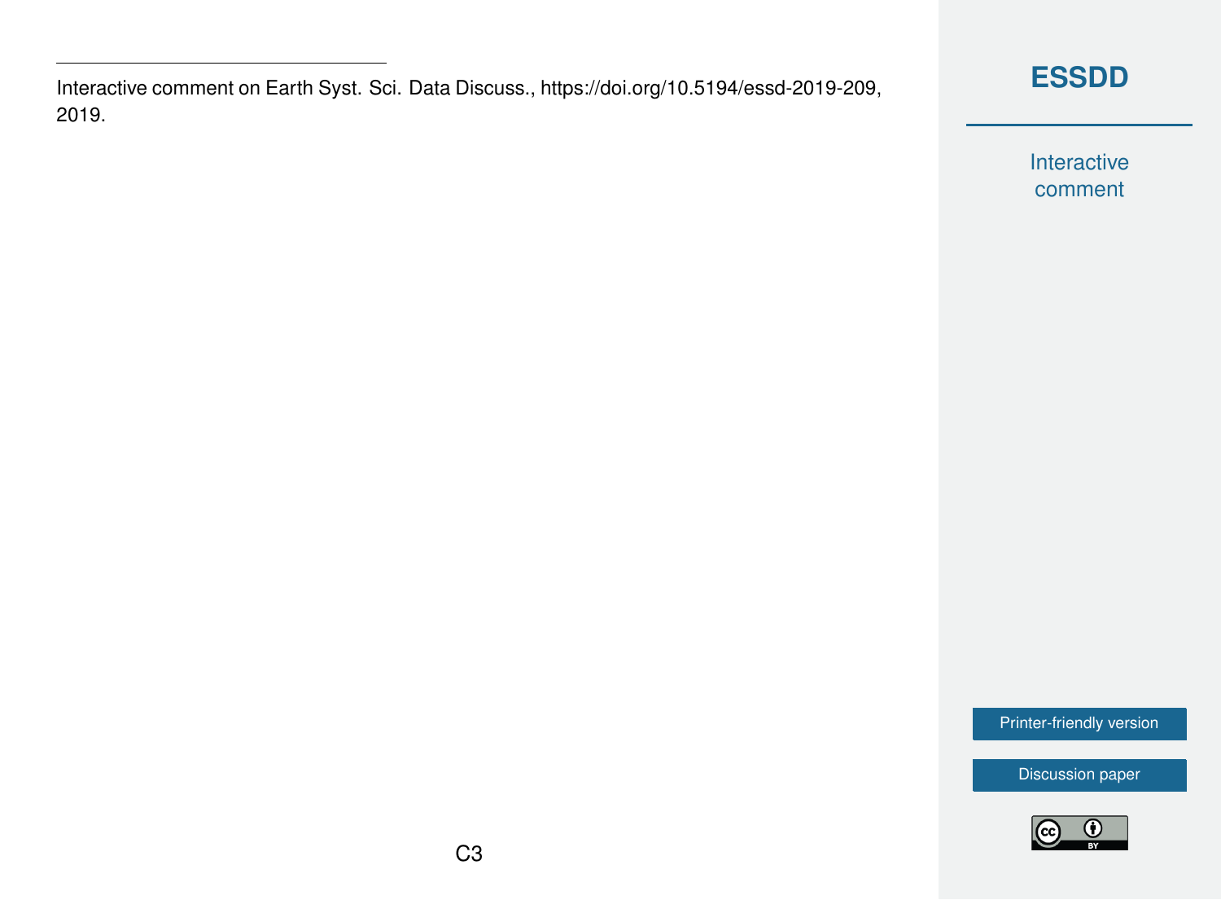Interactive comment on Earth Syst. Sci. Data Discuss., https://doi.org/10.5194/essd-2019-209, 2019.